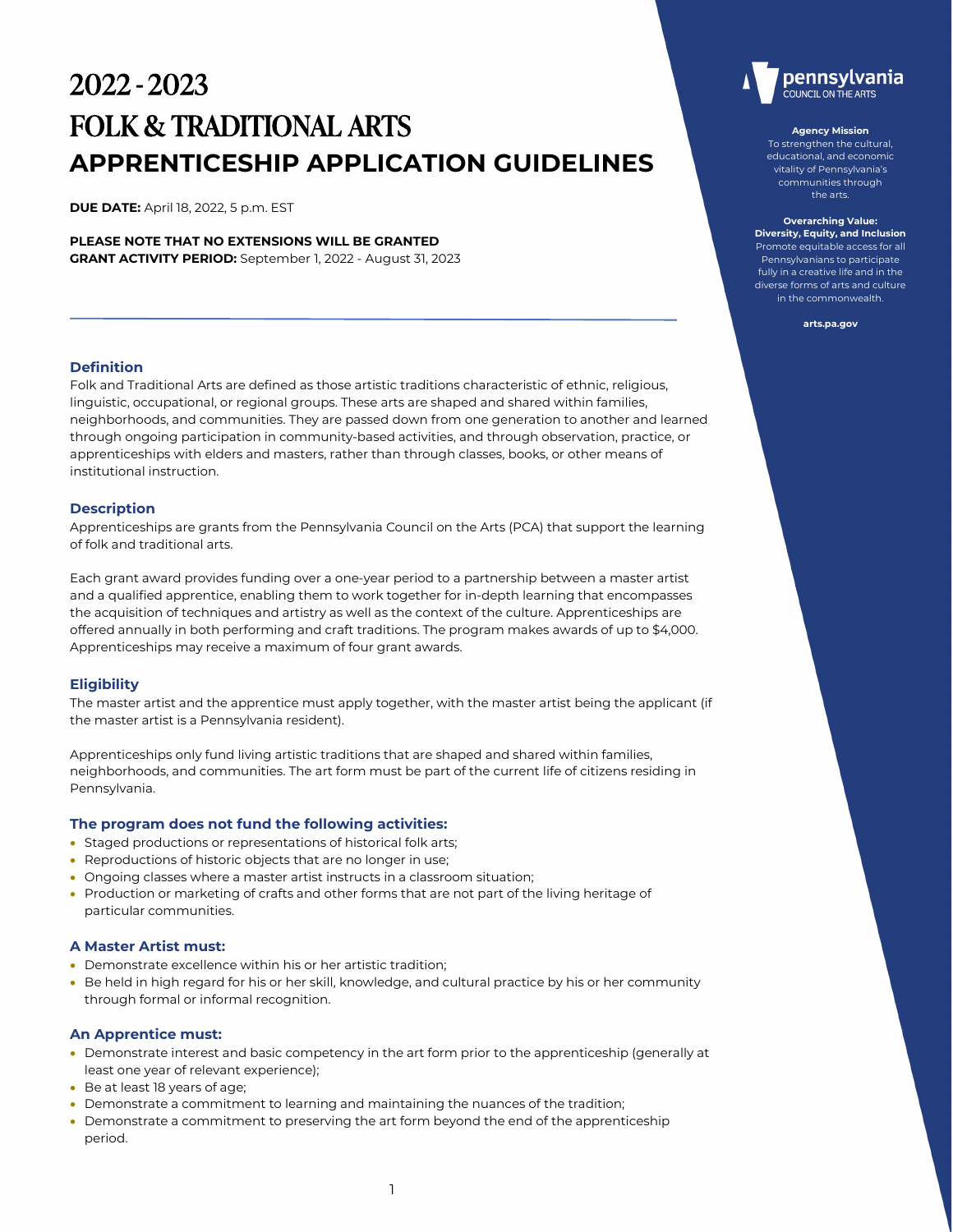# 2022 - 2023
# FOLK & TRADITIONAL ARTS
# APPRENTICESHIP APPLICATION GUIDELINES

**DUE DATE:** April 18, 2022, 5 p.m. EST

**PLEASE NOTE THAT NO EXTENSIONS WILL BE GRANTED**
**GRANT ACTIVITY PERIOD:** September 1, 2022 - August 31, 2023

pennsylvania
COUNCIL ON THE ARTS

**Agency Mission**
To strengthen the cultural, educational, and economic vitality of Pennsylvania's communities through the arts.

**Overarching Value: Diversity, Equity, and Inclusion**
Promote equitable access for all Pennsylvanians to participate fully in a creative life and in the diverse forms of arts and culture in the commonwealth.

**arts.pa.gov**

### Definition

Folk and Traditional Arts are defined as those artistic traditions characteristic of ethnic, religious, linguistic, occupational, or regional groups. These arts are shaped and shared within families, neighborhoods, and communities. They are passed down from one generation to another and learned through ongoing participation in community-based activities, and through observation, practice, or apprenticeships with elders and masters, rather than through classes, books, or other means of institutional instruction.

### Description

Apprenticeships are grants from the Pennsylvania Council on the Arts (PCA) that support the learning of folk and traditional arts.

Each grant award provides funding over a one-year period to a partnership between a master artist and a qualified apprentice, enabling them to work together for in-depth learning that encompasses the acquisition of techniques and artistry as well as the context of the culture. Apprenticeships are offered annually in both performing and craft traditions. The program makes awards of up to $4,000. Apprenticeships may receive a maximum of four grant awards.

### Eligibility

The master artist and the apprentice must apply together, with the master artist being the applicant (if the master artist is a Pennsylvania resident).

Apprenticeships only fund living artistic traditions that are shaped and shared within families, neighborhoods, and communities. The art form must be part of the current life of citizens residing in Pennsylvania.

### The program does not fund the following activities:

- Staged productions or representations of historical folk arts;
- Reproductions of historic objects that are no longer in use;
- Ongoing classes where a master artist instructs in a classroom situation;
- Production or marketing of crafts and other forms that are not part of the living heritage of particular communities.

### A Master Artist must:

- Demonstrate excellence within his or her artistic tradition;
- Be held in high regard for his or her skill, knowledge, and cultural practice by his or her community through formal or informal recognition.

### An Apprentice must:

- Demonstrate interest and basic competency in the art form prior to the apprenticeship (generally at least one year of relevant experience);
- Be at least 18 years of age;
- Demonstrate a commitment to learning and maintaining the nuances of the tradition;
- Demonstrate a commitment to preserving the art form beyond the end of the apprenticeship period.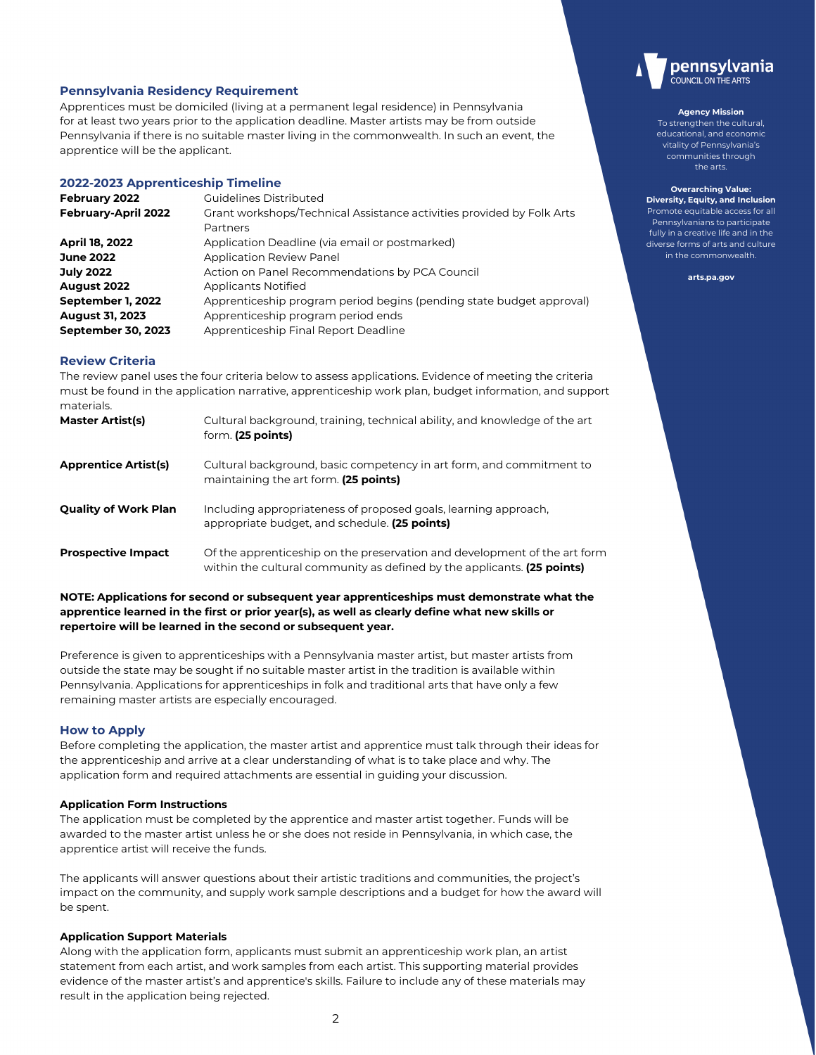## Pennsylvania Residency Requirement

Apprentices must be domiciled (living at a permanent legal residence) in Pennsylvania for at least two years prior to the application deadline. Master artists may be from outside Pennsylvania if there is no suitable master living in the commonwealth. In such an event, the apprentice will be the applicant.

## 2022-2023 Apprenticeship Timeline

| | |
|---|---|
| **February 2022** | Guidelines Distributed |
| **February-April 2022** | Grant workshops/Technical Assistance activities provided by Folk Arts Partners |
| **April 18, 2022** | Application Deadline (via email or postmarked) |
| **June 2022** | Application Review Panel |
| **July 2022** | Action on Panel Recommendations by PCA Council |
| **August 2022** | Applicants Notified |
| **September 1, 2022** | Apprenticeship program period begins (pending state budget approval) |
| **August 31, 2023** | Apprenticeship program period ends |
| **September 30, 2023** | Apprenticeship Final Report Deadline |

## Review Criteria

The review panel uses the four criteria below to assess applications. Evidence of meeting the criteria must be found in the application narrative, apprenticeship work plan, budget information, and support materials.

| | |
|---|---|
| **Master Artist(s)** | Cultural background, training, technical ability, and knowledge of the art form. **(25 points)** |
| **Apprentice Artist(s)** | Cultural background, basic competency in art form, and commitment to maintaining the art form. **(25 points)** |
| **Quality of Work Plan** | Including appropriateness of proposed goals, learning approach, appropriate budget, and schedule. **(25 points)** |
| **Prospective Impact** | Of the apprenticeship on the preservation and development of the art form within the cultural community as defined by the applicants. **(25 points)** |

**NOTE: Applications for second or subsequent year apprenticeships must demonstrate what the apprentice learned in the first or prior year(s), as well as clearly define what new skills or repertoire will be learned in the second or subsequent year.**

Preference is given to apprenticeships with a Pennsylvania master artist, but master artists from outside the state may be sought if no suitable master artist in the tradition is available within Pennsylvania. Applications for apprenticeships in folk and traditional arts that have only a few remaining master artists are especially encouraged.

## How to Apply

Before completing the application, the master artist and apprentice must talk through their ideas for the apprenticeship and arrive at a clear understanding of what is to take place and why. The application form and required attachments are essential in guiding your discussion.

### Application Form Instructions

The application must be completed by the apprentice and master artist together. Funds will be awarded to the master artist unless he or she does not reside in Pennsylvania, in which case, the apprentice artist will receive the funds.

The applicants will answer questions about their artistic traditions and communities, the project's impact on the community, and supply work sample descriptions and a budget for how the award will be spent.

### Application Support Materials

Along with the application form, applicants must submit an apprenticeship work plan, an artist statement from each artist, and work samples from each artist. This supporting material provides evidence of the master artist's and apprentice's skills. Failure to include any of these materials may result in the application being rejected.

pennsylvania
COUNCIL ON THE ARTS

**Agency Mission**
To strengthen the cultural, educational, and economic vitality of Pennsylvania's communities through the arts.

**Overarching Value: Diversity, Equity, and Inclusion**
Promote equitable access for all Pennsylvanians to participate fully in a creative life and in the diverse forms of arts and culture in the commonwealth.

**arts.pa.gov**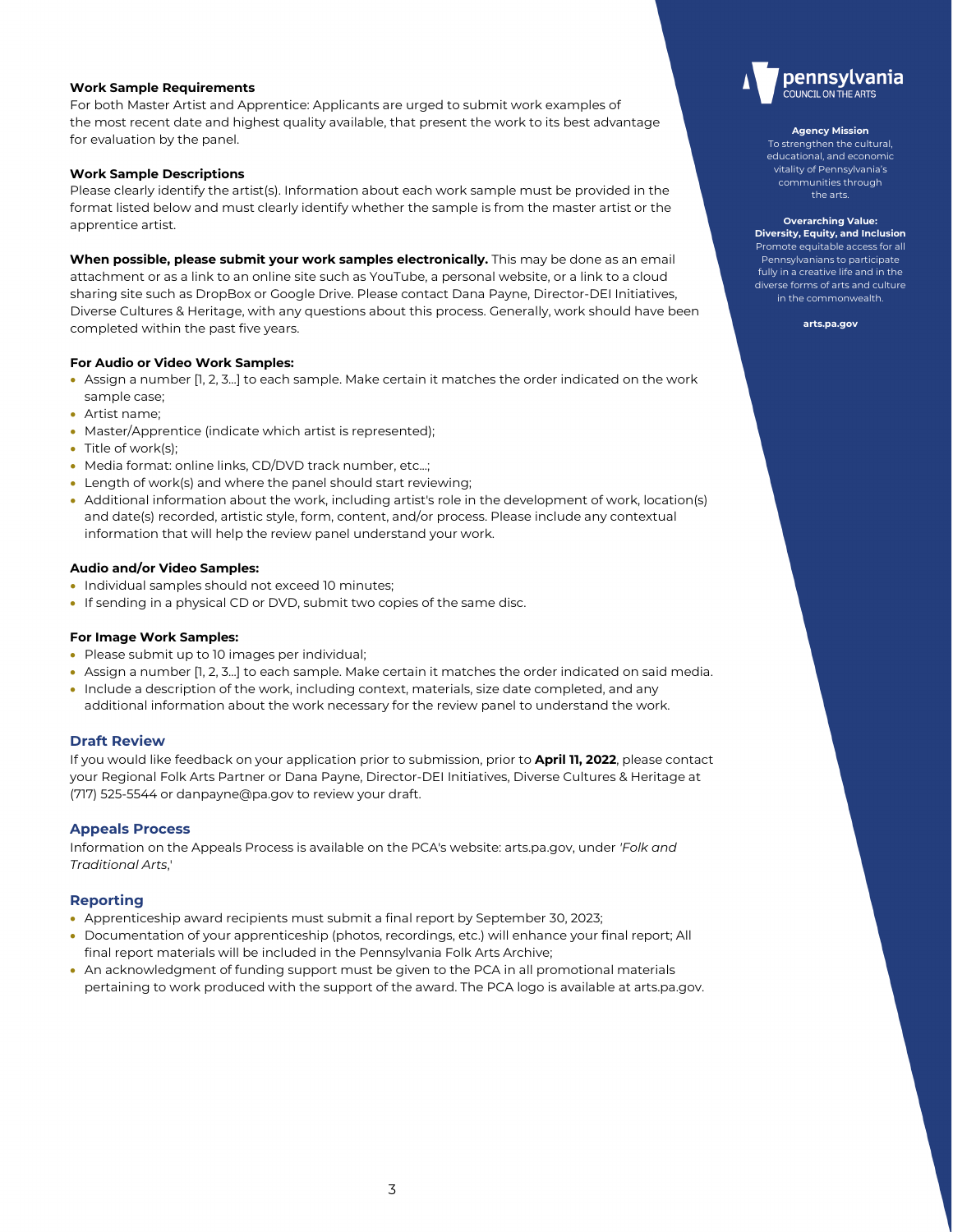#### Work Sample Requirements

For both Master Artist and Apprentice: Applicants are urged to submit work examples of the most recent date and highest quality available, that present the work to its best advantage for evaluation by the panel.

#### Work Sample Descriptions

Please clearly identify the artist(s). Information about each work sample must be provided in the format listed below and must clearly identify whether the sample is from the master artist or the apprentice artist.

**When possible, please submit your work samples electronically.** This may be done as an email attachment or as a link to an online site such as YouTube, a personal website, or a link to a cloud sharing site such as DropBox or Google Drive. Please contact Dana Payne, Director-DEI Initiatives, Diverse Cultures & Heritage, with any questions about this process. Generally, work should have been completed within the past five years.

#### For Audio or Video Work Samples:

- Assign a number [1, 2, 3...] to each sample. Make certain it matches the order indicated on the work sample case;
- Artist name;
- Master/Apprentice (indicate which artist is represented);
- Title of work(s);
- Media format: online links, CD/DVD track number, etc...;
- Length of work(s) and where the panel should start reviewing;
- Additional information about the work, including artist's role in the development of work, location(s) and date(s) recorded, artistic style, form, content, and/or process. Please include any contextual information that will help the review panel understand your work.

#### Audio and/or Video Samples:

- Individual samples should not exceed 10 minutes;
- If sending in a physical CD or DVD, submit two copies of the same disc.

#### For Image Work Samples:

- Please submit up to 10 images per individual;
- Assign a number [1, 2, 3...] to each sample. Make certain it matches the order indicated on said media.
- Include a description of the work, including context, materials, size date completed, and any additional information about the work necessary for the review panel to understand the work.

### Draft Review

If you would like feedback on your application prior to submission, prior to **April 11, 2022**, please contact your Regional Folk Arts Partner or Dana Payne, Director-DEI Initiatives, Diverse Cultures & Heritage at (717) 525-5544 or danpayne@pa.gov to review your draft.

### Appeals Process

Information on the Appeals Process is available on the PCA's website: arts.pa.gov, under *'Folk and Traditional Arts,'*

### Reporting

- Apprenticeship award recipients must submit a final report by September 30, 2023;
- Documentation of your apprenticeship (photos, recordings, etc.) will enhance your final report; All final report materials will be included in the Pennsylvania Folk Arts Archive;
- An acknowledgment of funding support must be given to the PCA in all promotional materials pertaining to work produced with the support of the award. The PCA logo is available at arts.pa.gov.

pennsylvania
COUNCIL ON THE ARTS

**Agency Mission**
To strengthen the cultural, educational, and economic vitality of Pennsylvania's communities through the arts.

**Overarching Value: Diversity, Equity, and Inclusion**
Promote equitable access for all Pennsylvanians to participate fully in a creative life and in the diverse forms of arts and culture in the commonwealth.

**arts.pa.gov**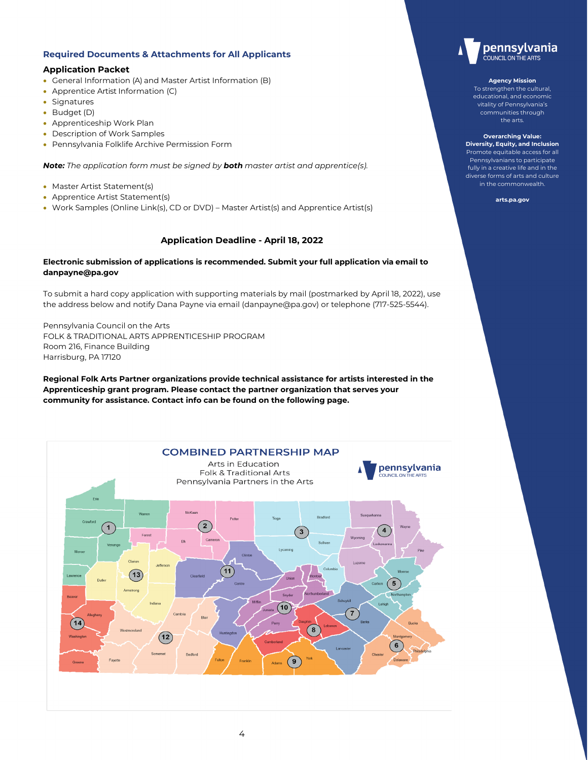## Required Documents & Attachments for All Applicants

### Application Packet

- General Information (A) and Master Artist Information (B)
- Apprentice Artist Information (C)
- Signatures
- Budget (D)
- Apprenticeship Work Plan
- Description of Work Samples
- Pennsylvania Folklife Archive Permission Form

***Note:*** *The application form must be signed by* ***both*** *master artist and apprentice(s).*

- Master Artist Statement(s)
- Apprentice Artist Statement(s)
- Work Samples (Online Link(s), CD or DVD) – Master Artist(s) and Apprentice Artist(s)

### Application Deadline - April 18, 2022

**Electronic submission of applications is recommended. Submit your full application via email to danpayne@pa.gov**

To submit a hard copy application with supporting materials by mail (postmarked by April 18, 2022), use the address below and notify Dana Payne via email (danpayne@pa.gov) or telephone (717-525-5544).

Pennsylvania Council on the Arts
FOLK & TRADITIONAL ARTS APPRENTICESHIP PROGRAM
Room 216, Finance Building
Harrisburg, PA 17120

**Regional Folk Arts Partner organizations provide technical assistance for artists interested in the Apprenticeship grant program. Please contact the partner organization that serves your community for assistance. Contact info can be found on the following page.**

pennsylvania
COUNCIL ON THE ARTS

**Agency Mission**
To strengthen the cultural, educational, and economic vitality of Pennsylvania's communities through the arts.

**Overarching Value: Diversity, Equity, and Inclusion**
Promote equitable access for all Pennsylvanians to participate fully in a creative life and in the diverse forms of arts and culture in the commonwealth.

**arts.pa.gov**

## COMBINED PARTNERSHIP MAP

Arts in Education
Folk & Traditional Arts
Pennsylvania Partners in the Arts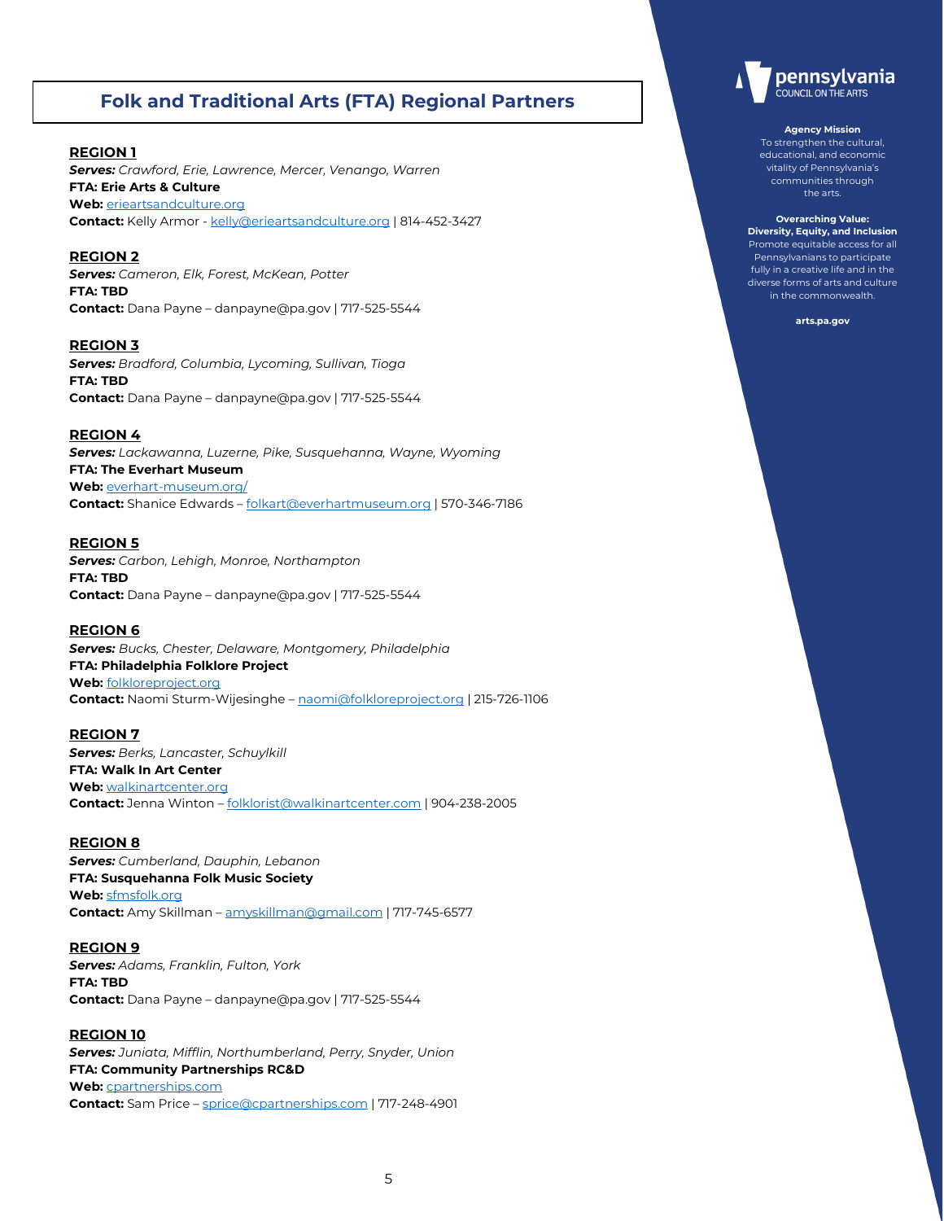# Folk and Traditional Arts (FTA) Regional Partners

**REGION 1**
***Serves:*** *Crawford, Erie, Lawrence, Mercer, Venango, Warren*
**FTA: Erie Arts & Culture**
**Web:** erieartsandculture.org
**Contact:** Kelly Armor - kelly@erieartsandculture.org | 814-452-3427

**REGION 2**
***Serves:*** *Cameron, Elk, Forest, McKean, Potter*
**FTA: TBD**
**Contact:** Dana Payne – danpayne@pa.gov | 717-525-5544

**REGION 3**
***Serves:*** *Bradford, Columbia, Lycoming, Sullivan, Tioga*
**FTA: TBD**
**Contact:** Dana Payne – danpayne@pa.gov | 717-525-5544

**REGION 4**
***Serves:*** *Lackawanna, Luzerne, Pike, Susquehanna, Wayne, Wyoming*
**FTA: The Everhart Museum**
**Web:** everhart-museum.org/
**Contact:** Shanice Edwards – folkart@everhartmuseum.org | 570-346-7186

**REGION 5**
***Serves:*** *Carbon, Lehigh, Monroe, Northampton*
**FTA: TBD**
**Contact:** Dana Payne – danpayne@pa.gov | 717-525-5544

**REGION 6**
***Serves:*** *Bucks, Chester, Delaware, Montgomery, Philadelphia*
**FTA: Philadelphia Folklore Project**
**Web:** folkloreproject.org
**Contact:** Naomi Sturm-Wijesinghe – naomi@folkloreproject.org | 215-726-1106

**REGION 7**
***Serves:*** *Berks, Lancaster, Schuylkill*
**FTA: Walk In Art Center**
**Web:** walkinartcenter.org
**Contact:** Jenna Winton – folklorist@walkinartcenter.com | 904-238-2005

**REGION 8**
***Serves:*** *Cumberland, Dauphin, Lebanon*
**FTA: Susquehanna Folk Music Society**
**Web:** sfmsfolk.org
**Contact:** Amy Skillman – amyskillman@gmail.com | 717-745-6577

**REGION 9**
***Serves:*** *Adams, Franklin, Fulton, York*
**FTA: TBD**
**Contact:** Dana Payne – danpayne@pa.gov | 717-525-5544

**REGION 10**
***Serves:*** *Juniata, Mifflin, Northumberland, Perry, Snyder, Union*
**FTA: Community Partnerships RC&D**
**Web:** cpartnerships.com
**Contact:** Sam Price – sprice@cpartnerships.com | 717-248-4901

pennsylvania COUNCIL ON THE ARTS

**Agency Mission**
To strengthen the cultural, educational, and economic vitality of Pennsylvania's communities through the arts.

**Overarching Value: Diversity, Equity, and Inclusion**
Promote equitable access for all Pennsylvanians to participate fully in a creative life and in the diverse forms of arts and culture in the commonwealth.

**arts.pa.gov**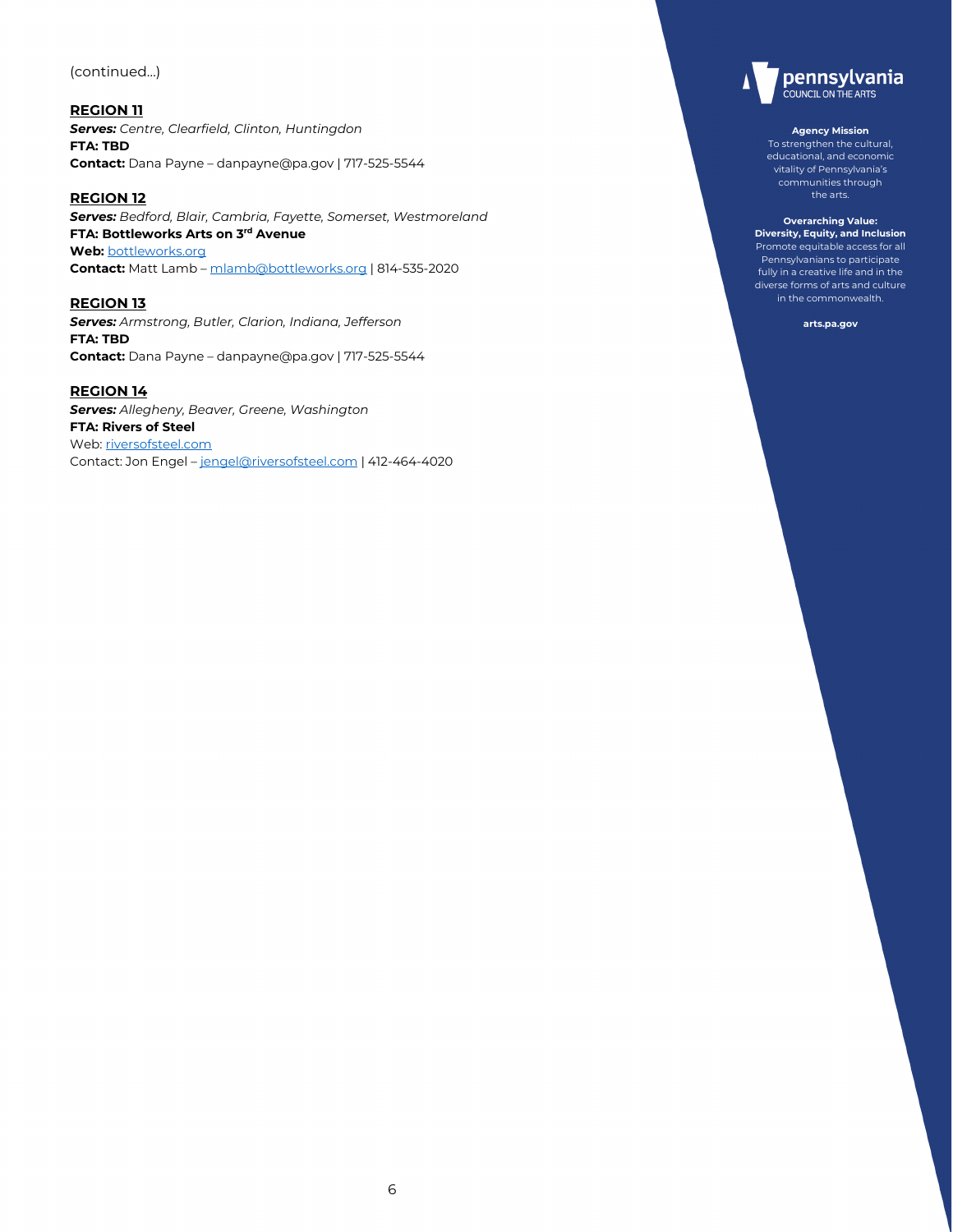(continued…)

**REGION 11**
***Serves:*** *Centre, Clearfield, Clinton, Huntingdon*
**FTA: TBD**
**Contact:** Dana Payne – danpayne@pa.gov | 717-525-5544

**REGION 12**
***Serves:*** *Bedford, Blair, Cambria, Fayette, Somerset, Westmoreland*
**FTA: Bottleworks Arts on 3rd Avenue**
**Web:** bottleworks.org
**Contact:** Matt Lamb – mlamb@bottleworks.org | 814-535-2020

**REGION 13**
***Serves:*** *Armstrong, Butler, Clarion, Indiana, Jefferson*
**FTA: TBD**
**Contact:** Dana Payne – danpayne@pa.gov | 717-525-5544

**REGION 14**
***Serves:*** *Allegheny, Beaver, Greene, Washington*
**FTA: Rivers of Steel**
Web: riversofsteel.com
Contact: Jon Engel – jengel@riversofsteel.com | 412-464-4020

pennsylvania
COUNCIL ON THE ARTS

**Agency Mission**
To strengthen the cultural, educational, and economic vitality of Pennsylvania's communities through the arts.

**Overarching Value:**
**Diversity, Equity, and Inclusion**
Promote equitable access for all Pennsylvanians to participate fully in a creative life and in the diverse forms of arts and culture in the commonwealth.

**arts.pa.gov**